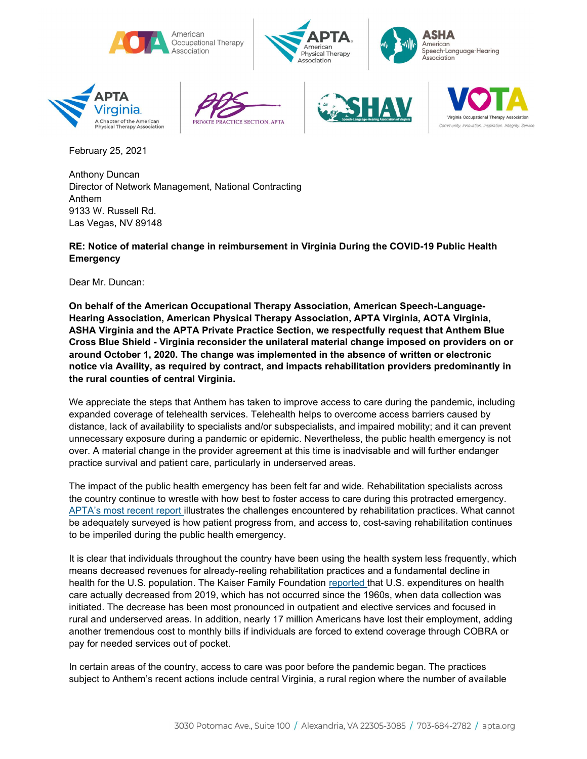February 25, 2021

Anthony Duncan
Director of Network Management, National Contracting
Anthem
9133 W. Russell Rd.
Las Vegas, NV 89148

**RE: Notice of material change in reimbursement in Virginia During the COVID-19 Public Health Emergency**

Dear Mr. Duncan:

**On behalf of the American Occupational Therapy Association, American Speech-Language-Hearing Association, American Physical Therapy Association, APTA Virginia, AOTA Virginia, ASHA Virginia and the APTA Private Practice Section, we respectfully request that Anthem Blue Cross Blue Shield - Virginia reconsider the unilateral material change imposed on providers on or around October 1, 2020. The change was implemented in the absence of written or electronic notice via Availity, as required by contract, and impacts rehabilitation providers predominantly in the rural counties of central Virginia.**

We appreciate the steps that Anthem has taken to improve access to care during the pandemic, including expanded coverage of telehealth services. Telehealth helps to overcome access barriers caused by distance, lack of availability to specialists and/or subspecialists, and impaired mobility; and it can prevent unnecessary exposure during a pandemic or epidemic. Nevertheless, the public health emergency is not over. A material change in the provider agreement at this time is inadvisable and will further endanger practice survival and patient care, particularly in underserved areas.

The impact of the public health emergency has been felt far and wide. Rehabilitation specialists across the country continue to wrestle with how best to foster access to care during this protracted emergency. APTA's most recent report illustrates the challenges encountered by rehabilitation practices. What cannot be adequately surveyed is how patient progress from, and access to, cost-saving rehabilitation continues to be imperiled during the public health emergency.

It is clear that individuals throughout the country have been using the health system less frequently, which means decreased revenues for already-reeling rehabilitation practices and a fundamental decline in health for the U.S. population. The Kaiser Family Foundation reported that U.S. expenditures on health care actually decreased from 2019, which has not occurred since the 1960s, when data collection was initiated. The decrease has been most pronounced in outpatient and elective services and focused in rural and underserved areas. In addition, nearly 17 million Americans have lost their employment, adding another tremendous cost to monthly bills if individuals are forced to extend coverage through COBRA or pay for needed services out of pocket.

In certain areas of the country, access to care was poor before the pandemic began. The practices subject to Anthem's recent actions include central Virginia, a rural region where the number of available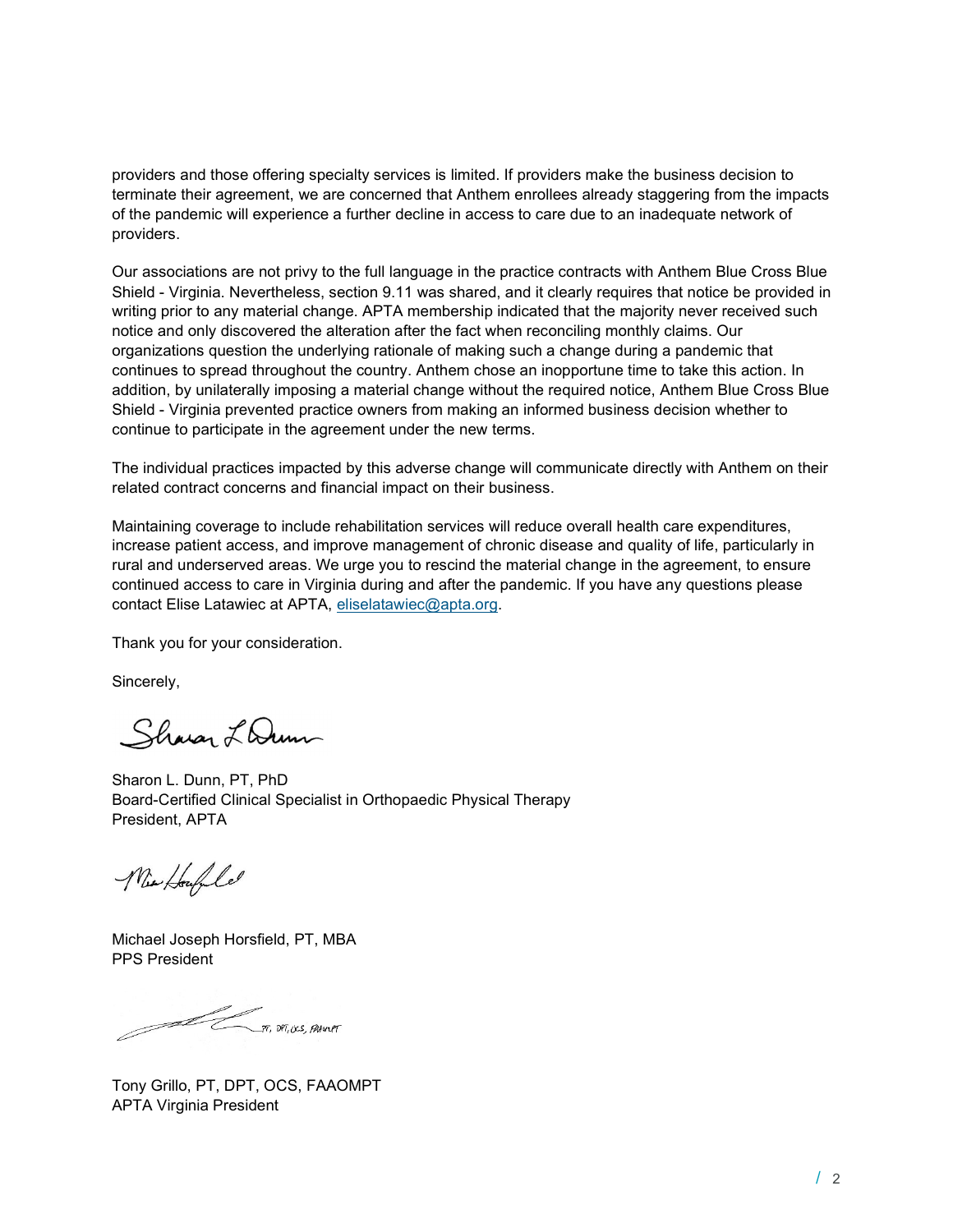providers and those offering specialty services is limited. If providers make the business decision to terminate their agreement, we are concerned that Anthem enrollees already staggering from the impacts of the pandemic will experience a further decline in access to care due to an inadequate network of providers.

Our associations are not privy to the full language in the practice contracts with Anthem Blue Cross Blue Shield - Virginia. Nevertheless, section 9.11 was shared, and it clearly requires that notice be provided in writing prior to any material change. APTA membership indicated that the majority never received such notice and only discovered the alteration after the fact when reconciling monthly claims. Our organizations question the underlying rationale of making such a change during a pandemic that continues to spread throughout the country. Anthem chose an inopportune time to take this action. In addition, by unilaterally imposing a material change without the required notice, Anthem Blue Cross Blue Shield - Virginia prevented practice owners from making an informed business decision whether to continue to participate in the agreement under the new terms.

The individual practices impacted by this adverse change will communicate directly with Anthem on their related contract concerns and financial impact on their business.

Maintaining coverage to include rehabilitation services will reduce overall health care expenditures, increase patient access, and improve management of chronic disease and quality of life, particularly in rural and underserved areas. We urge you to rescind the material change in the agreement, to ensure continued access to care in Virginia during and after the pandemic. If you have any questions please contact Elise Latawiec at APTA, eliselatawiec@apta.org.

Thank you for your consideration.

Sincerely,

Sharon L. Dunn, PT, PhD
Board-Certified Clinical Specialist in Orthopaedic Physical Therapy
President, APTA

Michael Joseph Horsfield, PT, MBA
PPS President

Tony Grillo, PT, DPT, OCS, FAAOMPT
APTA Virginia President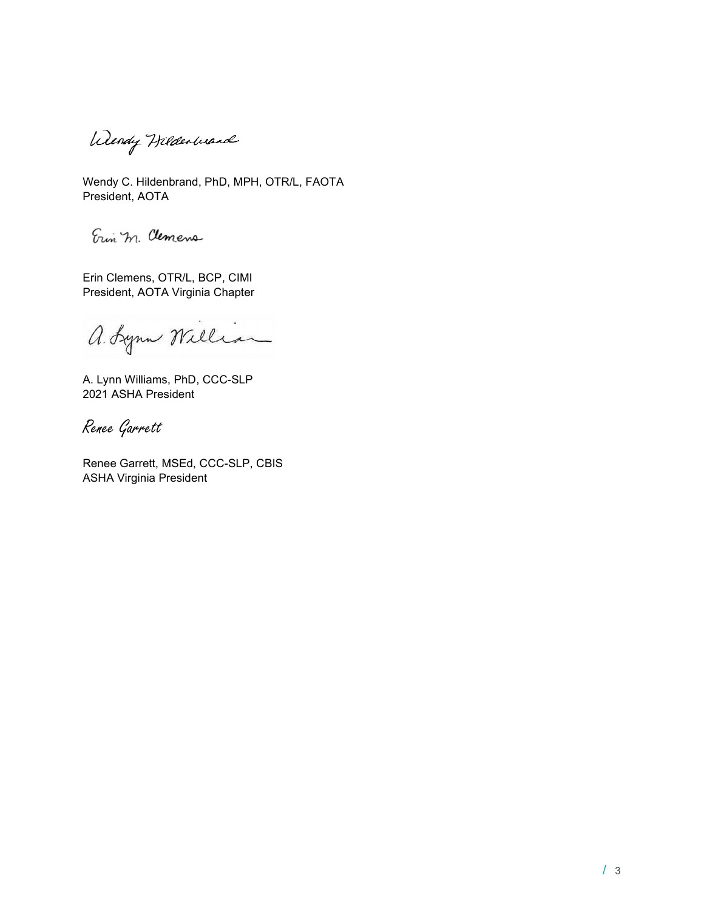Wendy Hildenbrand

Wendy C. Hildenbrand, PhD, MPH, OTR/L, FAOTA
President, AOTA

Erin M. Clemens

Erin Clemens, OTR/L, BCP, CIMI
President, AOTA Virginia Chapter

A. Lynn Williams

A. Lynn Williams, PhD, CCC-SLP
2021 ASHA President

Renee Garrett

Renee Garrett, MSEd, CCC-SLP, CBIS
ASHA Virginia President